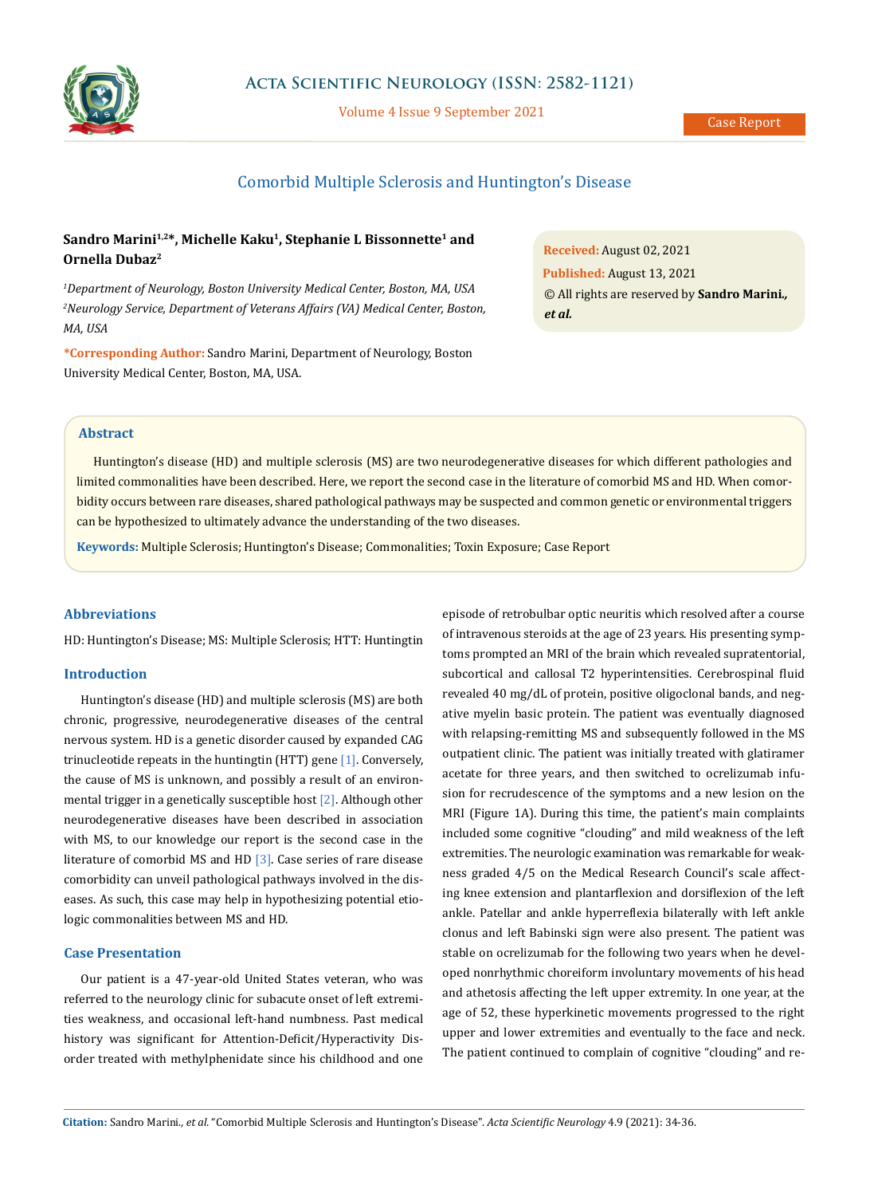Case Report

# Comorbid Multiple Sclerosis and Huntington's Disease

**Sandro Marini[1,2]\*, Michelle Kaku[1], Stephanie L Bissonnette[1] and Ornella Dubaz[2]**

[1]*Department of Neurology, Boston University Medical Center, Boston, MA, USA*

[2]*Neurology Service, Department of Veterans Affairs (VA) Medical Center, Boston, MA, USA*

**\*Corresponding Author:** Sandro Marini, Department of Neurology, Boston University Medical Center, Boston, MA, USA.

**Received:** August 02, 2021

**Published:** August 13, 2021

© All rights are reserved by **Sandro Marini., *et al.***

## Abstract

Huntington's disease (HD) and multiple sclerosis (MS) are two neurodegenerative diseases for which different pathologies and limited commonalities have been described. Here, we report the second case in the literature of comorbid MS and HD. When comorbidity occurs between rare diseases, shared pathological pathways may be suspected and common genetic or environmental triggers can be hypothesized to ultimately advance the understanding of the two diseases.

**Keywords:** Multiple Sclerosis; Huntington's Disease; Commonalities; Toxin Exposure; Case Report

## Abbreviations

HD: Huntington's Disease; MS: Multiple Sclerosis; HTT: Huntingtin

## Introduction

Huntington's disease (HD) and multiple sclerosis (MS) are both chronic, progressive, neurodegenerative diseases of the central nervous system. HD is a genetic disorder caused by expanded CAG trinucleotide repeats in the huntingtin (HTT) gene [1]. Conversely, the cause of MS is unknown, and possibly a result of an environmental trigger in a genetically susceptible host [2]. Although other neurodegenerative diseases have been described in association with MS, to our knowledge our report is the second case in the literature of comorbid MS and HD [3]. Case series of rare disease comorbidity can unveil pathological pathways involved in the diseases. As such, this case may help in hypothesizing potential etiologic commonalities between MS and HD.

## Case Presentation

Our patient is a 47-year-old United States veteran, who was referred to the neurology clinic for subacute onset of left extremities weakness, and occasional left-hand numbness. Past medical history was significant for Attention-Deficit/Hyperactivity Disorder treated with methylphenidate since his childhood and one episode of retrobulbar optic neuritis which resolved after a course of intravenous steroids at the age of 23 years. His presenting symptoms prompted an MRI of the brain which revealed supratentorial, subcortical and callosal T2 hyperintensities. Cerebrospinal fluid revealed 40 mg/dL of protein, positive oligoclonal bands, and negative myelin basic protein. The patient was eventually diagnosed with relapsing-remitting MS and subsequently followed in the MS outpatient clinic. The patient was initially treated with glatiramer acetate for three years, and then switched to ocrelizumab infusion for recrudescence of the symptoms and a new lesion on the MRI (Figure 1A). During this time, the patient's main complaints included some cognitive "clouding" and mild weakness of the left extremities. The neurologic examination was remarkable for weakness graded 4/5 on the Medical Research Council's scale affecting knee extension and plantarflexion and dorsiflexion of the left ankle. Patellar and ankle hyperreflexia bilaterally with left ankle clonus and left Babinski sign were also present. The patient was stable on ocrelizumab for the following two years when he developed nonrhythmic choreiform involuntary movements of his head and athetosis affecting the left upper extremity. In one year, at the age of 52, these hyperkinetic movements progressed to the right upper and lower extremities and eventually to the face and neck. The patient continued to complain of cognitive "clouding" and re-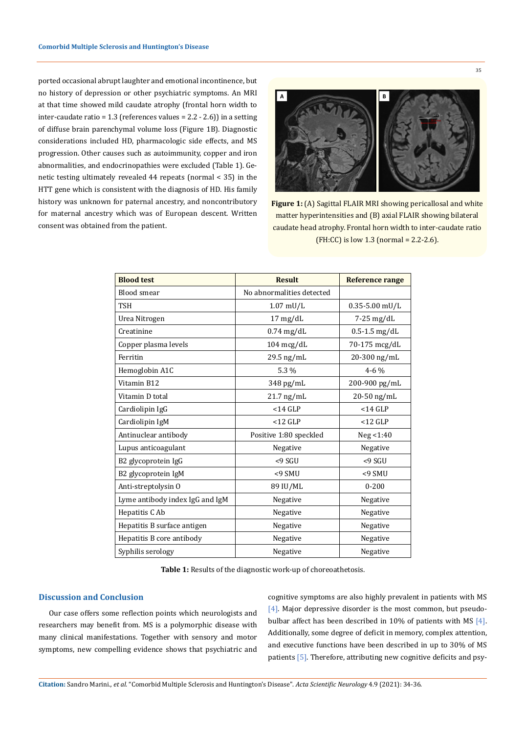ported occasional abrupt laughter and emotional incontinence, but no history of depression or other psychiatric symptoms. An MRI at that time showed mild caudate atrophy (frontal horn width to inter-caudate ratio = 1.3 (references values = 2.2 - 2.6)) in a setting of diffuse brain parenchymal volume loss (Figure 1B). Diagnostic considerations included HD, pharmacologic side effects, and MS progression. Other causes such as autoimmunity, copper and iron abnormalities, and endocrinopathies were excluded (Table 1). Genetic testing ultimately revealed 44 repeats (normal < 35) in the HTT gene which is consistent with the diagnosis of HD. His family history was unknown for paternal ancestry, and noncontributory for maternal ancestry which was of European descent. Written consent was obtained from the patient.

**Figure 1:** (A) Sagittal FLAIR MRI showing pericallosal and white matter hyperintensities and (B) axial FLAIR showing bilateral caudate head atrophy. Frontal horn width to inter-caudate ratio (FH:CC) is low 1.3 (normal = 2.2-2.6).

| Blood test | Result | Reference range |
|---|---|---|
| Blood smear | No abnormalities detected | |
| TSH | 1.07 mU/L | 0.35-5.00 mU/L |
| Urea Nitrogen | 17 mg/dL | 7-25 mg/dL |
| Creatinine | 0.74 mg/dL | 0.5-1.5 mg/dL |
| Copper plasma levels | 104 mcg/dL | 70-175 mcg/dL |
| Ferritin | 29.5 ng/mL | 20-300 ng/mL |
| Hemoglobin A1C | 5.3 % | 4-6 % |
| Vitamin B12 | 348 pg/mL | 200-900 pg/mL |
| Vitamin D total | 21.7 ng/mL | 20-50 ng/mL |
| Cardiolipin IgG | <14 GLP | <14 GLP |
| Cardiolipin IgM | <12 GLP | <12 GLP |
| Antinuclear antibody | Positive 1:80 speckled | Neg <1:40 |
| Lupus anticoagulant | Negative | Negative |
| B2 glycoprotein IgG | <9 SGU | <9 SGU |
| B2 glycoprotein IgM | <9 SMU | <9 SMU |
| Anti-streptolysin O | 89 IU/ML | 0-200 |
| Lyme antibody index IgG and IgM | Negative | Negative |
| Hepatitis C Ab | Negative | Negative |
| Hepatitis B surface antigen | Negative | Negative |
| Hepatitis B core antibody | Negative | Negative |
| Syphilis serology | Negative | Negative |

**Table 1:** Results of the diagnostic work-up of choreoathetosis.

## Discussion and Conclusion

Our case offers some reflection points which neurologists and researchers may benefit from. MS is a polymorphic disease with many clinical manifestations. Together with sensory and motor symptoms, new compelling evidence shows that psychiatric and cognitive symptoms are also highly prevalent in patients with MS [4]. Major depressive disorder is the most common, but pseudobulbar affect has been described in 10% of patients with MS [4]. Additionally, some degree of deficit in memory, complex attention, and executive functions have been described in up to 30% of MS patients [5]. Therefore, attributing new cognitive deficits and psy-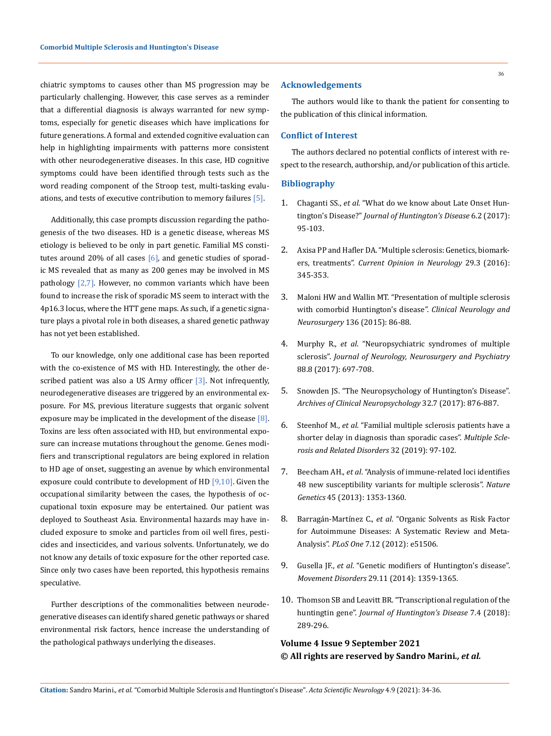chiatric symptoms to causes other than MS progression may be particularly challenging. However, this case serves as a reminder that a differential diagnosis is always warranted for new symptoms, especially for genetic diseases which have implications for future generations. A formal and extended cognitive evaluation can help in highlighting impairments with patterns more consistent with other neurodegenerative diseases. In this case, HD cognitive symptoms could have been identified through tests such as the word reading component of the Stroop test, multi-tasking evaluations, and tests of executive contribution to memory failures [5].

Additionally, this case prompts discussion regarding the pathogenesis of the two diseases. HD is a genetic disease, whereas MS etiology is believed to be only in part genetic. Familial MS constitutes around 20% of all cases [6], and genetic studies of sporadic MS revealed that as many as 200 genes may be involved in MS pathology [2,7]. However, no common variants which have been found to increase the risk of sporadic MS seem to interact with the 4p16.3 locus, where the HTT gene maps. As such, if a genetic signature plays a pivotal role in both diseases, a shared genetic pathway has not yet been established.

To our knowledge, only one additional case has been reported with the co-existence of MS with HD. Interestingly, the other described patient was also a US Army officer [3]. Not infrequently, neurodegenerative diseases are triggered by an environmental exposure. For MS, previous literature suggests that organic solvent exposure may be implicated in the development of the disease [8]. Toxins are less often associated with HD, but environmental exposure can increase mutations throughout the genome. Genes modifiers and transcriptional regulators are being explored in relation to HD age of onset, suggesting an avenue by which environmental exposure could contribute to development of HD [9,10]. Given the occupational similarity between the cases, the hypothesis of occupational toxin exposure may be entertained. Our patient was deployed to Southeast Asia. Environmental hazards may have included exposure to smoke and particles from oil well fires, pesticides and insecticides, and various solvents. Unfortunately, we do not know any details of toxic exposure for the other reported case. Since only two cases have been reported, this hypothesis remains speculative.

Further descriptions of the commonalities between neurodegenerative diseases can identify shared genetic pathways or shared environmental risk factors, hence increase the understanding of the pathological pathways underlying the diseases.

## Acknowledgements

The authors would like to thank the patient for consenting to the publication of this clinical information.

## Conflict of Interest

The authors declared no potential conflicts of interest with respect to the research, authorship, and/or publication of this article.

## Bibliography

1. Chaganti SS., *et al*. "What do we know about Late Onset Huntington's Disease?" *Journal of Huntington's Disease* 6.2 (2017): 95-103.
2. Axisa PP and Hafler DA. "Multiple sclerosis: Genetics, biomarkers, treatments". *Current Opinion in Neurology* 29.3 (2016): 345-353.
3. Maloni HW and Wallin MT. "Presentation of multiple sclerosis with comorbid Huntington's disease". *Clinical Neurology and Neurosurgery* 136 (2015): 86-88.
4. Murphy R., *et al*. "Neuropsychiatric syndromes of multiple sclerosis". *Journal of Neurology, Neurosurgery and Psychiatry* 88.8 (2017): 697-708.
5. Snowden JS. "The Neuropsychology of Huntington's Disease". *Archives of Clinical Neuropsychology* 32.7 (2017): 876-887.
6. Steenhof M., *et al*. "Familial multiple sclerosis patients have a shorter delay in diagnosis than sporadic cases". *Multiple Sclerosis and Related Disorders* 32 (2019): 97-102.
7. Beecham AH., *et al*. "Analysis of immune-related loci identifies 48 new susceptibility variants for multiple sclerosis". *Nature Genetics* 45 (2013): 1353-1360.
8. Barragán-Martínez C., *et al*. "Organic Solvents as Risk Factor for Autoimmune Diseases: A Systematic Review and Meta-Analysis". *PLoS One* 7.12 (2012): e51506.
9. Gusella JF., *et al*. "Genetic modifiers of Huntington's disease". *Movement Disorders* 29.11 (2014): 1359-1365.
10. Thomson SB and Leavitt BR. "Transcriptional regulation of the huntingtin gene". *Journal of Huntington's Disease* 7.4 (2018): 289-296.

**Volume 4 Issue 9 September 2021**
**© All rights are reserved by Sandro Marini., *et al.***